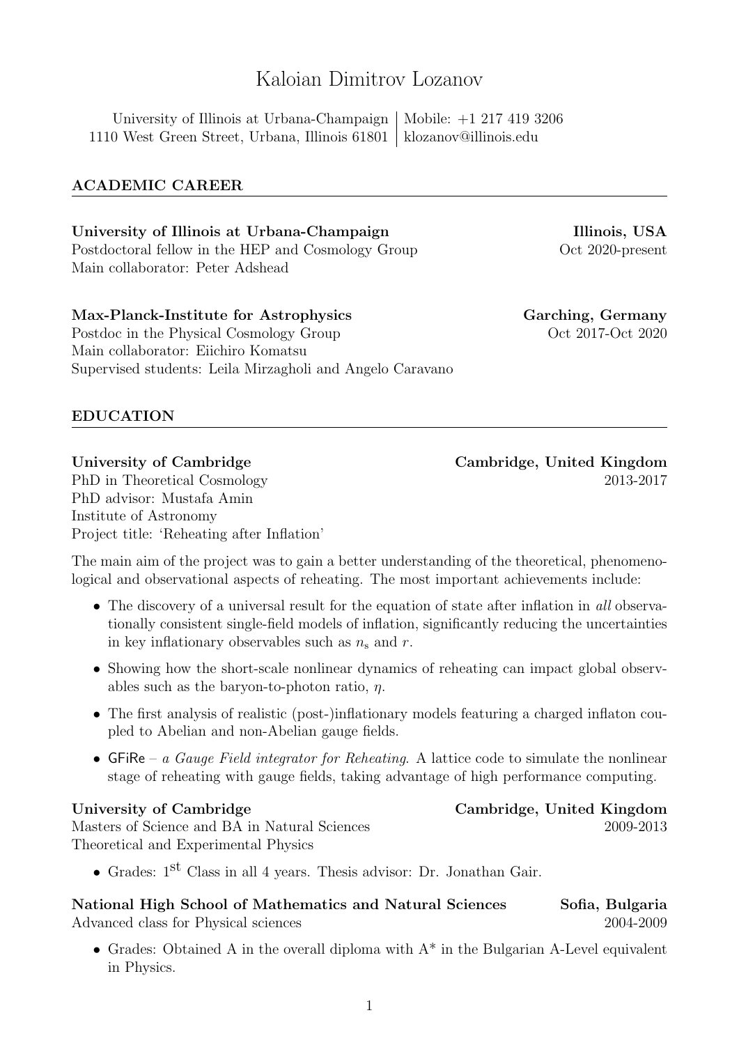# Kaloian Dimitrov Lozanov

University of Illinois at Urbana-Champaign | Mobile: +1 217 419 3206
1110 West Green Street, Urbana, Illinois 61801 | klozanov@illinois.edu

## ACADEMIC CAREER

**University of Illinois at Urbana-Champaign** — **Illinois, USA**
Postdoctoral fellow in the HEP and Cosmology Group — Oct 2020-present
Main collaborator: Peter Adshead

**Max-Planck-Institute for Astrophysics** — **Garching, Germany**
Postdoc in the Physical Cosmology Group — Oct 2017-Oct 2020
Main collaborator: Eiichiro Komatsu
Supervised students: Leila Mirzagholi and Angelo Caravano

## EDUCATION

**University of Cambridge** — **Cambridge, United Kingdom**
PhD in Theoretical Cosmology — 2013-2017
PhD advisor: Mustafa Amin
Institute of Astronomy
Project title: 'Reheating after Inflation'

The main aim of the project was to gain a better understanding of the theoretical, phenomenological and observational aspects of reheating. The most important achievements include:

- The discovery of a universal result for the equation of state after inflation in *all* observationally consistent single-field models of inflation, significantly reducing the uncertainties in key inflationary observables such as $n_{\mathrm{s}}$ and $r$.
- Showing how the short-scale nonlinear dynamics of reheating can impact global observables such as the baryon-to-photon ratio, $\eta$.
- The first analysis of realistic (post-)inflationary models featuring a charged inflaton coupled to Abelian and non-Abelian gauge fields.
- GFiRe – *a Gauge Field integrator for Reheating*. A lattice code to simulate the nonlinear stage of reheating with gauge fields, taking advantage of high performance computing.

**University of Cambridge** — **Cambridge, United Kingdom**
Masters of Science and BA in Natural Sciences — 2009-2013
Theoretical and Experimental Physics

- Grades: $1^{\text{st}}$ Class in all 4 years. Thesis advisor: Dr. Jonathan Gair.

**National High School of Mathematics and Natural Sciences** — **Sofia, Bulgaria**
Advanced class for Physical sciences — 2004-2009

- Grades: Obtained A in the overall diploma with A* in the Bulgarian A-Level equivalent in Physics.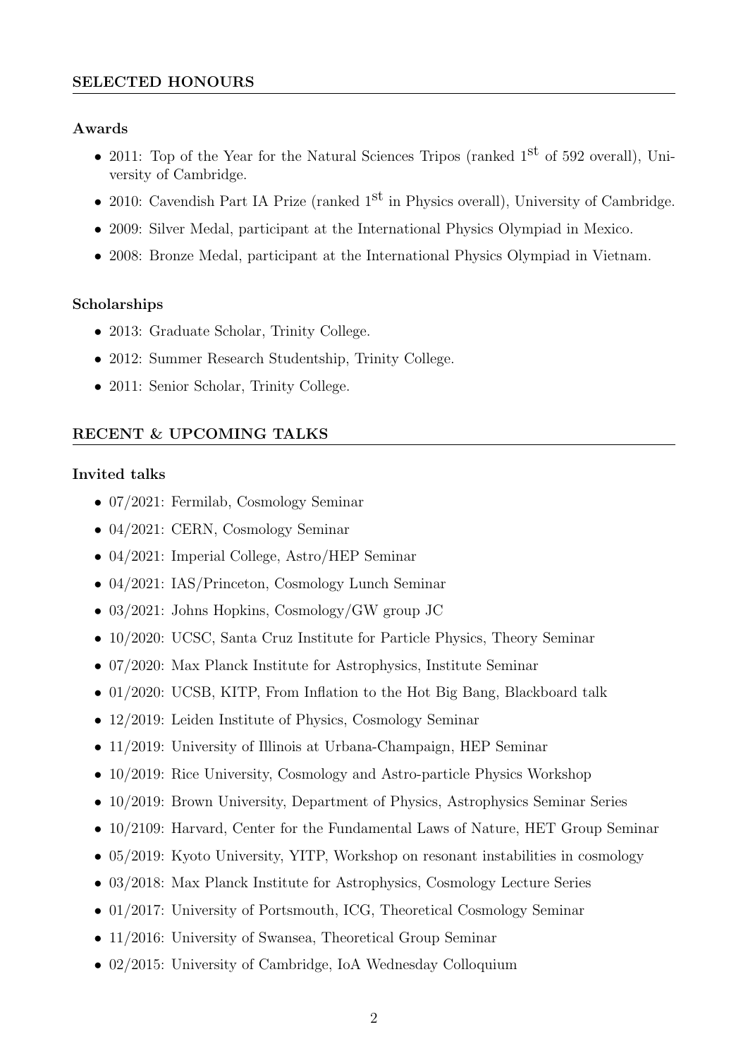## SELECTED HONOURS

### Awards

- 2011: Top of the Year for the Natural Sciences Tripos (ranked 1st of 592 overall), University of Cambridge.
- 2010: Cavendish Part IA Prize (ranked 1st in Physics overall), University of Cambridge.
- 2009: Silver Medal, participant at the International Physics Olympiad in Mexico.
- 2008: Bronze Medal, participant at the International Physics Olympiad in Vietnam.

### Scholarships

- 2013: Graduate Scholar, Trinity College.
- 2012: Summer Research Studentship, Trinity College.
- 2011: Senior Scholar, Trinity College.

## RECENT & UPCOMING TALKS

### Invited talks

- 07/2021: Fermilab, Cosmology Seminar
- 04/2021: CERN, Cosmology Seminar
- 04/2021: Imperial College, Astro/HEP Seminar
- 04/2021: IAS/Princeton, Cosmology Lunch Seminar
- 03/2021: Johns Hopkins, Cosmology/GW group JC
- 10/2020: UCSC, Santa Cruz Institute for Particle Physics, Theory Seminar
- 07/2020: Max Planck Institute for Astrophysics, Institute Seminar
- 01/2020: UCSB, KITP, From Inflation to the Hot Big Bang, Blackboard talk
- 12/2019: Leiden Institute of Physics, Cosmology Seminar
- 11/2019: University of Illinois at Urbana-Champaign, HEP Seminar
- 10/2019: Rice University, Cosmology and Astro-particle Physics Workshop
- 10/2019: Brown University, Department of Physics, Astrophysics Seminar Series
- 10/2109: Harvard, Center for the Fundamental Laws of Nature, HET Group Seminar
- 05/2019: Kyoto University, YITP, Workshop on resonant instabilities in cosmology
- 03/2018: Max Planck Institute for Astrophysics, Cosmology Lecture Series
- 01/2017: University of Portsmouth, ICG, Theoretical Cosmology Seminar
- 11/2016: University of Swansea, Theoretical Group Seminar
- 02/2015: University of Cambridge, IoA Wednesday Colloquium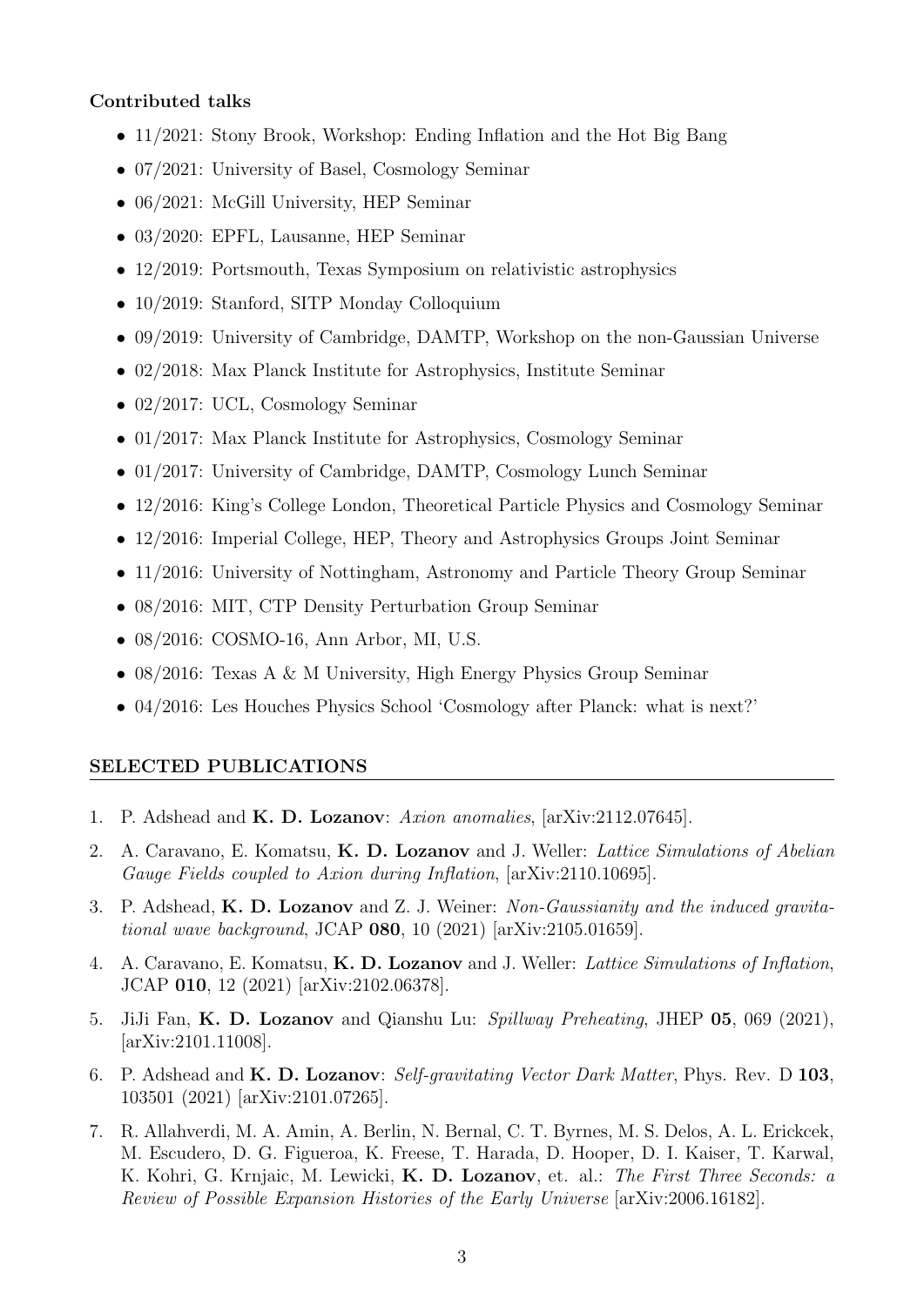**Contributed talks**

- 11/2021: Stony Brook, Workshop: Ending Inflation and the Hot Big Bang
- 07/2021: University of Basel, Cosmology Seminar
- 06/2021: McGill University, HEP Seminar
- 03/2020: EPFL, Lausanne, HEP Seminar
- 12/2019: Portsmouth, Texas Symposium on relativistic astrophysics
- 10/2019: Stanford, SITP Monday Colloquium
- 09/2019: University of Cambridge, DAMTP, Workshop on the non-Gaussian Universe
- 02/2018: Max Planck Institute for Astrophysics, Institute Seminar
- 02/2017: UCL, Cosmology Seminar
- 01/2017: Max Planck Institute for Astrophysics, Cosmology Seminar
- 01/2017: University of Cambridge, DAMTP, Cosmology Lunch Seminar
- 12/2016: King's College London, Theoretical Particle Physics and Cosmology Seminar
- 12/2016: Imperial College, HEP, Theory and Astrophysics Groups Joint Seminar
- 11/2016: University of Nottingham, Astronomy and Particle Theory Group Seminar
- 08/2016: MIT, CTP Density Perturbation Group Seminar
- 08/2016: COSMO-16, Ann Arbor, MI, U.S.
- 08/2016: Texas A & M University, High Energy Physics Group Seminar
- 04/2016: Les Houches Physics School 'Cosmology after Planck: what is next?'

## SELECTED PUBLICATIONS

1. P. Adshead and **K. D. Lozanov**: *Axion anomalies*, [arXiv:2112.07645].
2. A. Caravano, E. Komatsu, **K. D. Lozanov** and J. Weller: *Lattice Simulations of Abelian Gauge Fields coupled to Axion during Inflation*, [arXiv:2110.10695].
3. P. Adshead, **K. D. Lozanov** and Z. J. Weiner: *Non-Gaussianity and the induced gravitational wave background*, JCAP **080**, 10 (2021) [arXiv:2105.01659].
4. A. Caravano, E. Komatsu, **K. D. Lozanov** and J. Weller: *Lattice Simulations of Inflation*, JCAP **010**, 12 (2021) [arXiv:2102.06378].
5. JiJi Fan, **K. D. Lozanov** and Qianshu Lu: *Spillway Preheating*, JHEP **05**, 069 (2021), [arXiv:2101.11008].
6. P. Adshead and **K. D. Lozanov**: *Self-gravitating Vector Dark Matter*, Phys. Rev. D **103**, 103501 (2021) [arXiv:2101.07265].
7. R. Allahverdi, M. A. Amin, A. Berlin, N. Bernal, C. T. Byrnes, M. S. Delos, A. L. Erickcek, M. Escudero, D. G. Figueroa, K. Freese, T. Harada, D. Hooper, D. I. Kaiser, T. Karwal, K. Kohri, G. Krnjaic, M. Lewicki, **K. D. Lozanov**, et. al.: *The First Three Seconds: a Review of Possible Expansion Histories of the Early Universe* [arXiv:2006.16182].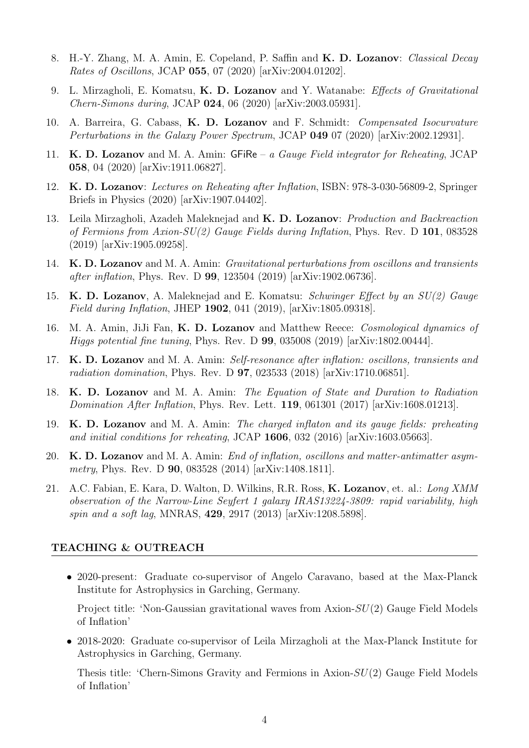8. H.-Y. Zhang, M. A. Amin, E. Copeland, P. Saffin and **K. D. Lozanov**: *Classical Decay Rates of Oscillons*, JCAP **055**, 07 (2020) [arXiv:2004.01202].

9. L. Mirzagholi, E. Komatsu, **K. D. Lozanov** and Y. Watanabe: *Effects of Gravitational Chern-Simons during*, JCAP **024**, 06 (2020) [arXiv:2003.05931].

10. A. Barreira, G. Cabass, **K. D. Lozanov** and F. Schmidt: *Compensated Isocurvature Perturbations in the Galaxy Power Spectrum*, JCAP **049** 07 (2020) [arXiv:2002.12931].

11. **K. D. Lozanov** and M. A. Amin: GFiRe – *a Gauge Field integrator for Reheating*, JCAP **058**, 04 (2020) [arXiv:1911.06827].

12. **K. D. Lozanov**: *Lectures on Reheating after Inflation*, ISBN: 978-3-030-56809-2, Springer Briefs in Physics (2020) [arXiv:1907.04402].

13. Leila Mirzagholi, Azadeh Maleknejad and **K. D. Lozanov**: *Production and Backreaction of Fermions from Axion-SU(2) Gauge Fields during Inflation*, Phys. Rev. D **101**, 083528 (2019) [arXiv:1905.09258].

14. **K. D. Lozanov** and M. A. Amin: *Gravitational perturbations from oscillons and transients after inflation*, Phys. Rev. D **99**, 123504 (2019) [arXiv:1902.06736].

15. **K. D. Lozanov**, A. Maleknejad and E. Komatsu: *Schwinger Effect by an SU(2) Gauge Field during Inflation*, JHEP **1902**, 041 (2019), [arXiv:1805.09318].

16. M. A. Amin, JiJi Fan, **K. D. Lozanov** and Matthew Reece: *Cosmological dynamics of Higgs potential fine tuning*, Phys. Rev. D **99**, 035008 (2019) [arXiv:1802.00444].

17. **K. D. Lozanov** and M. A. Amin: *Self-resonance after inflation: oscillons, transients and radiation domination*, Phys. Rev. D **97**, 023533 (2018) [arXiv:1710.06851].

18. **K. D. Lozanov** and M. A. Amin: *The Equation of State and Duration to Radiation Domination After Inflation*, Phys. Rev. Lett. **119**, 061301 (2017) [arXiv:1608.01213].

19. **K. D. Lozanov** and M. A. Amin: *The charged inflaton and its gauge fields: preheating and initial conditions for reheating*, JCAP **1606**, 032 (2016) [arXiv:1603.05663].

20. **K. D. Lozanov** and M. A. Amin: *End of inflation, oscillons and matter-antimatter asymmetry*, Phys. Rev. D **90**, 083528 (2014) [arXiv:1408.1811].

21. A.C. Fabian, E. Kara, D. Walton, D. Wilkins, R.R. Ross, **K. Lozanov**, et. al.: *Long XMM observation of the Narrow-Line Seyfert 1 galaxy IRAS13224-3809: rapid variability, high spin and a soft lag*, MNRAS, **429**, 2917 (2013) [arXiv:1208.5898].

## TEACHING & OUTREACH

- 2020-present: Graduate co-supervisor of Angelo Caravano, based at the Max-Planck Institute for Astrophysics in Garching, Germany.

  Project title: 'Non-Gaussian gravitational waves from Axion-$SU(2)$ Gauge Field Models of Inflation'

- 2018-2020: Graduate co-supervisor of Leila Mirzagholi at the Max-Planck Institute for Astrophysics in Garching, Germany.

  Thesis title: 'Chern-Simons Gravity and Fermions in Axion-$SU(2)$ Gauge Field Models of Inflation'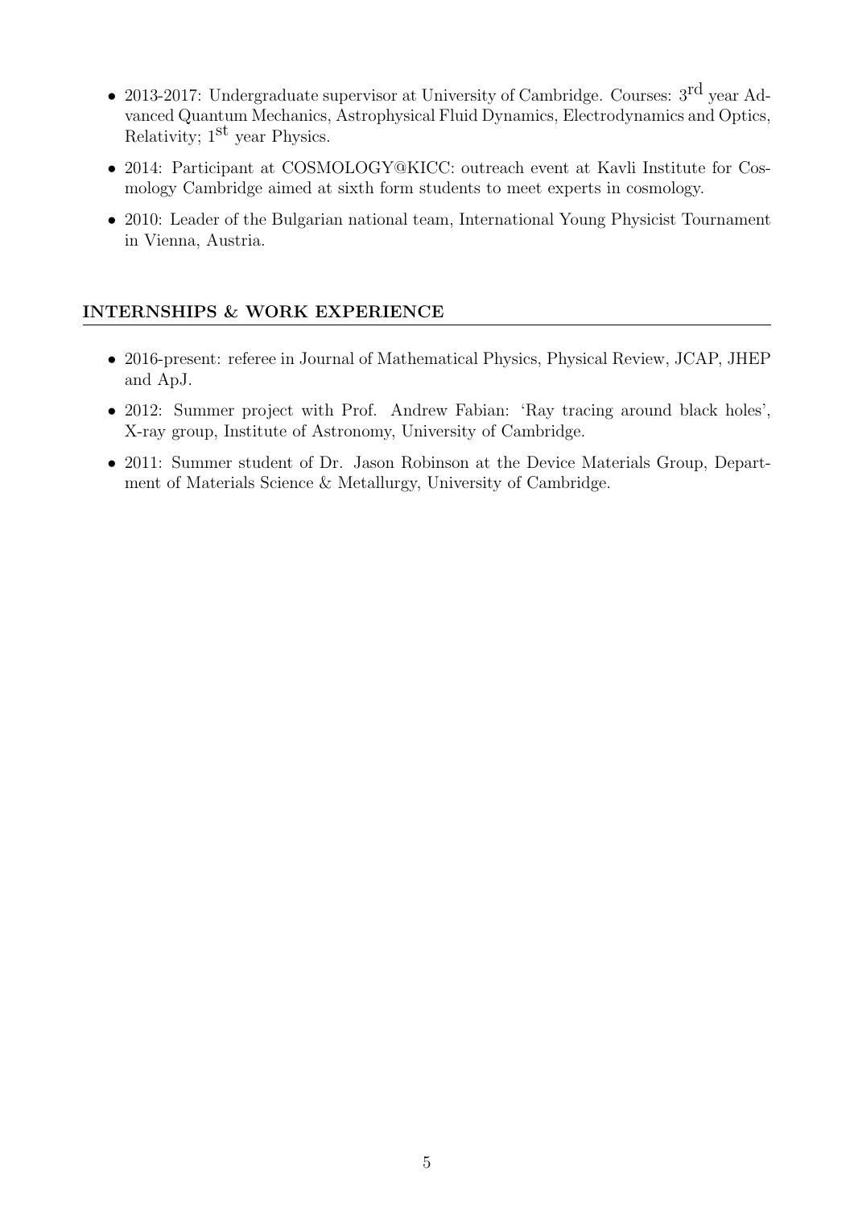- 2013-2017: Undergraduate supervisor at University of Cambridge. Courses: 3rd year Advanced Quantum Mechanics, Astrophysical Fluid Dynamics, Electrodynamics and Optics, Relativity; 1st year Physics.
- 2014: Participant at COSMOLOGY@KICC: outreach event at Kavli Institute for Cosmology Cambridge aimed at sixth form students to meet experts in cosmology.
- 2010: Leader of the Bulgarian national team, International Young Physicist Tournament in Vienna, Austria.

## INTERNSHIPS & WORK EXPERIENCE

- 2016-present: referee in Journal of Mathematical Physics, Physical Review, JCAP, JHEP and ApJ.
- 2012: Summer project with Prof. Andrew Fabian: 'Ray tracing around black holes', X-ray group, Institute of Astronomy, University of Cambridge.
- 2011: Summer student of Dr. Jason Robinson at the Device Materials Group, Department of Materials Science & Metallurgy, University of Cambridge.